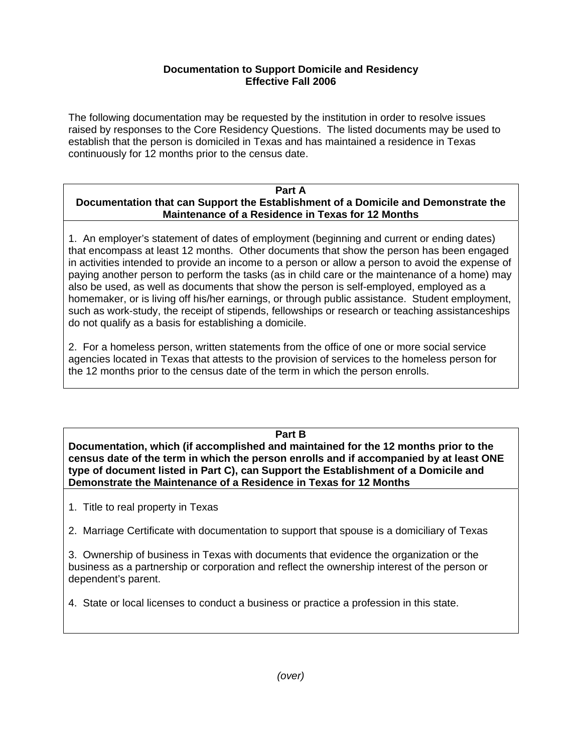# Documentation to Support Domicile and Residency
## Effective Fall 2006

The following documentation may be requested by the institution in order to resolve issues raised by responses to the Core Residency Questions. The listed documents may be used to establish that the person is domiciled in Texas and has maintained a residence in Texas continuously for 12 months prior to the census date.

### Part A
### Documentation that can Support the Establishment of a Domicile and Demonstrate the Maintenance of a Residence in Texas for 12 Months

1. An employer's statement of dates of employment (beginning and current or ending dates) that encompass at least 12 months. Other documents that show the person has been engaged in activities intended to provide an income to a person or allow a person to avoid the expense of paying another person to perform the tasks (as in child care or the maintenance of a home) may also be used, as well as documents that show the person is self-employed, employed as a homemaker, or is living off his/her earnings, or through public assistance. Student employment, such as work-study, the receipt of stipends, fellowships or research or teaching assistanceships do not qualify as a basis for establishing a domicile.

2. For a homeless person, written statements from the office of one or more social service agencies located in Texas that attests to the provision of services to the homeless person for the 12 months prior to the census date of the term in which the person enrolls.

### Part B
### Documentation, which (if accomplished and maintained for the 12 months prior to the census date of the term in which the person enrolls and if accompanied by at least ONE type of document listed in Part C), can Support the Establishment of a Domicile and Demonstrate the Maintenance of a Residence in Texas for 12 Months

1. Title to real property in Texas

2. Marriage Certificate with documentation to support that spouse is a domiciliary of Texas

3. Ownership of business in Texas with documents that evidence the organization or the business as a partnership or corporation and reflect the ownership interest of the person or dependent's parent.

4. State or local licenses to conduct a business or practice a profession in this state.

*(over)*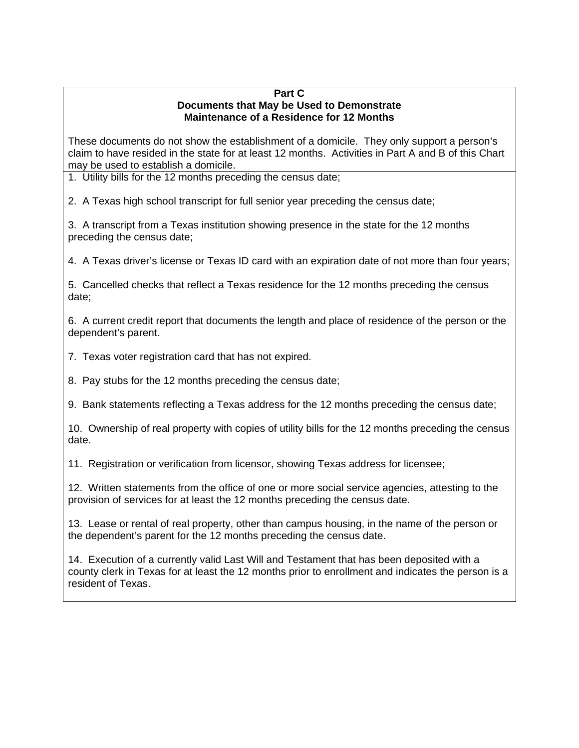**Part C**
**Documents that May be Used to Demonstrate**
**Maintenance of a Residence for 12 Months**

These documents do not show the establishment of a domicile. They only support a person's claim to have resided in the state for at least 12 months. Activities in Part A and B of this Chart may be used to establish a domicile.

1. Utility bills for the 12 months preceding the census date;

2. A Texas high school transcript for full senior year preceding the census date;

3. A transcript from a Texas institution showing presence in the state for the 12 months preceding the census date;

4. A Texas driver's license or Texas ID card with an expiration date of not more than four years;

5. Cancelled checks that reflect a Texas residence for the 12 months preceding the census date;

6. A current credit report that documents the length and place of residence of the person or the dependent's parent.

7. Texas voter registration card that has not expired.

8. Pay stubs for the 12 months preceding the census date;

9. Bank statements reflecting a Texas address for the 12 months preceding the census date;

10. Ownership of real property with copies of utility bills for the 12 months preceding the census date.

11. Registration or verification from licensor, showing Texas address for licensee;

12. Written statements from the office of one or more social service agencies, attesting to the provision of services for at least the 12 months preceding the census date.

13. Lease or rental of real property, other than campus housing, in the name of the person or the dependent's parent for the 12 months preceding the census date.

14. Execution of a currently valid Last Will and Testament that has been deposited with a county clerk in Texas for at least the 12 months prior to enrollment and indicates the person is a resident of Texas.